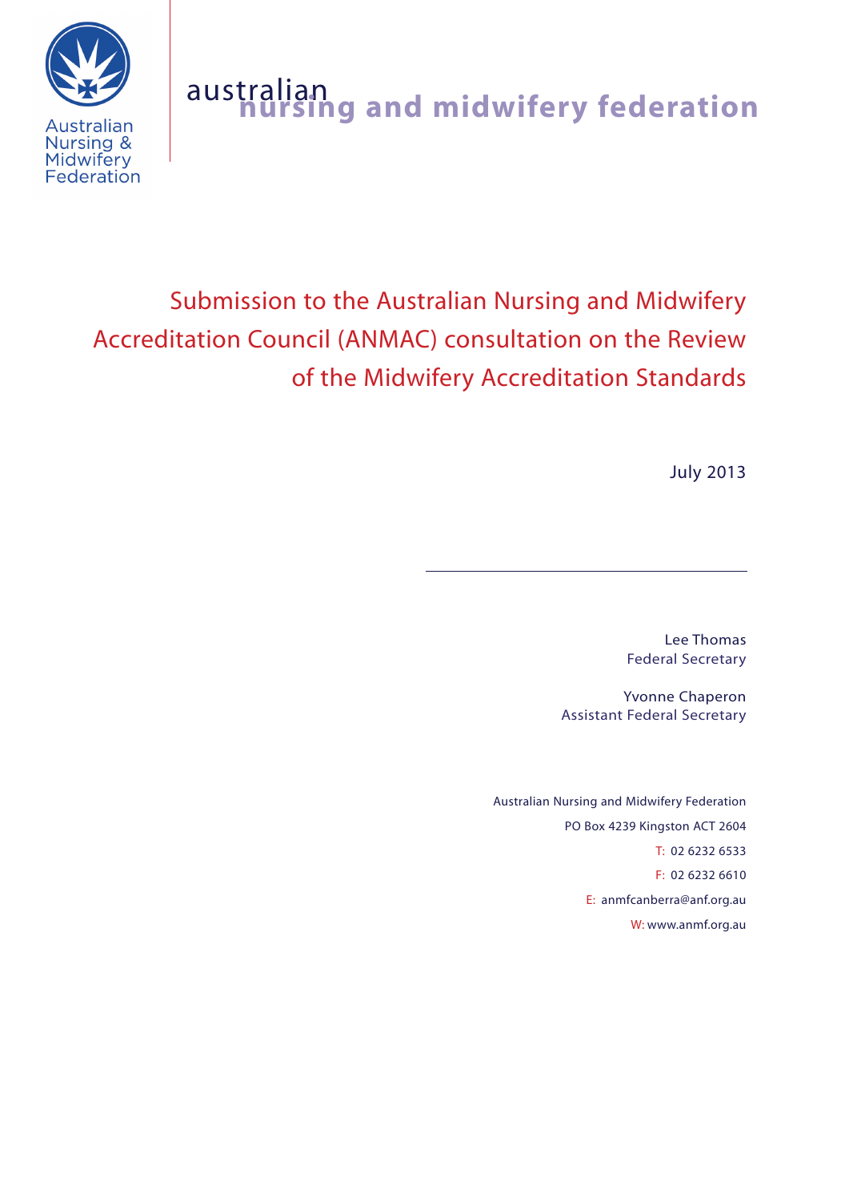Australian Nursing & Midwifery Federation

australian nursing and midwifery federation

# Submission to the Australian Nursing and Midwifery Accreditation Council (ANMAC) consultation on the Review of the Midwifery Accreditation Standards

July 2013

---

Lee Thomas
Federal Secretary

Yvonne Chaperon
Assistant Federal Secretary

Australian Nursing and Midwifery Federation
PO Box 4239 Kingston ACT 2604
T: 02 6232 6533
F: 02 6232 6610
E: anmfcanberra@anf.org.au
W: www.anmf.org.au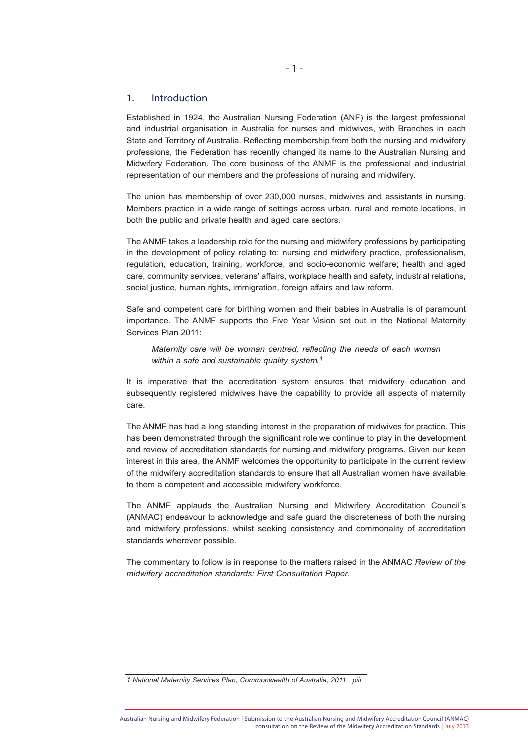## 1. Introduction

Established in 1924, the Australian Nursing Federation (ANF) is the largest professional and industrial organisation in Australia for nurses and midwives, with Branches in each State and Territory of Australia. Reflecting membership from both the nursing and midwifery professions, the Federation has recently changed its name to the Australian Nursing and Midwifery Federation. The core business of the ANMF is the professional and industrial representation of our members and the professions of nursing and midwifery.

The union has membership of over 230,000 nurses, midwives and assistants in nursing. Members practice in a wide range of settings across urban, rural and remote locations, in both the public and private health and aged care sectors.

The ANMF takes a leadership role for the nursing and midwifery professions by participating in the development of policy relating to: nursing and midwifery practice, professionalism, regulation, education, training, workforce, and socio-economic welfare; health and aged care, community services, veterans' affairs, workplace health and safety, industrial relations, social justice, human rights, immigration, foreign affairs and law reform.

Safe and competent care for birthing women and their babies in Australia is of paramount importance. The ANMF supports the Five Year Vision set out in the National Maternity Services Plan 2011:

> *Maternity care will be woman centred, reflecting the needs of each woman within a safe and sustainable quality system.*[1]

It is imperative that the accreditation system ensures that midwifery education and subsequently registered midwives have the capability to provide all aspects of maternity care.

The ANMF has had a long standing interest in the preparation of midwives for practice. This has been demonstrated through the significant role we continue to play in the development and review of accreditation standards for nursing and midwifery programs. Given our keen interest in this area, the ANMF welcomes the opportunity to participate in the current review of the midwifery accreditation standards to ensure that all Australian women have available to them a competent and accessible midwifery workforce.

The ANMF applauds the Australian Nursing and Midwifery Accreditation Council's (ANMAC) endeavour to acknowledge and safe guard the discreteness of both the nursing and midwifery professions, whilst seeking consistency and commonality of accreditation standards wherever possible.

The commentary to follow is in response to the matters raised in the ANMAC *Review of the midwifery accreditation standards: First Consultation Paper.*

---

*1 National Maternity Services Plan, Commonwealth of Australia, 2011. piii*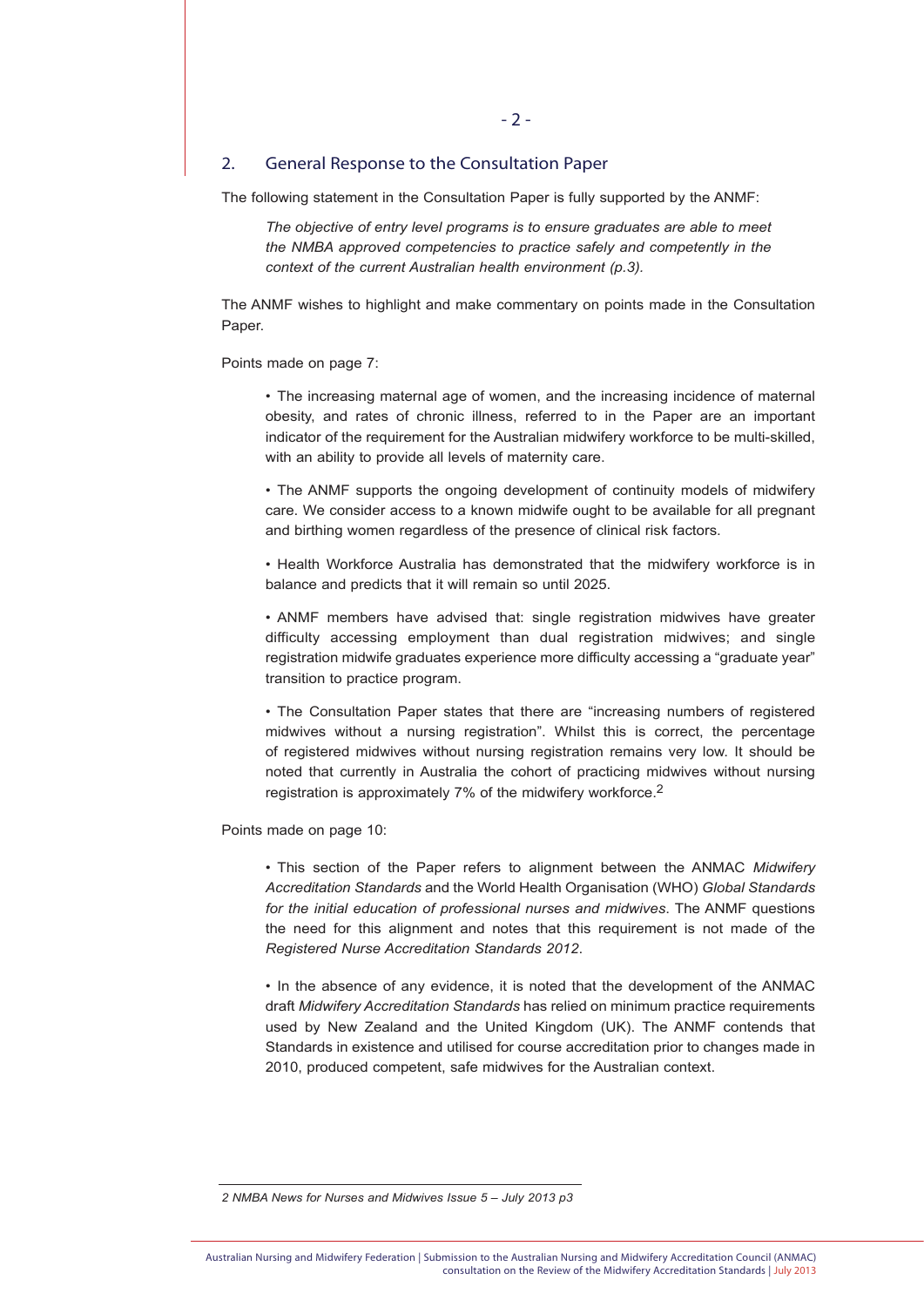## 2. General Response to the Consultation Paper

The following statement in the Consultation Paper is fully supported by the ANMF:

> *The objective of entry level programs is to ensure graduates are able to meet the NMBA approved competencies to practice safely and competently in the context of the current Australian health environment (p.3).*

The ANMF wishes to highlight and make commentary on points made in the Consultation Paper.

Points made on page 7:

- The increasing maternal age of women, and the increasing incidence of maternal obesity, and rates of chronic illness, referred to in the Paper are an important indicator of the requirement for the Australian midwifery workforce to be multi-skilled, with an ability to provide all levels of maternity care.

- The ANMF supports the ongoing development of continuity models of midwifery care. We consider access to a known midwife ought to be available for all pregnant and birthing women regardless of the presence of clinical risk factors.

- Health Workforce Australia has demonstrated that the midwifery workforce is in balance and predicts that it will remain so until 2025.

- ANMF members have advised that: single registration midwives have greater difficulty accessing employment than dual registration midwives; and single registration midwife graduates experience more difficulty accessing a "graduate year" transition to practice program.

- The Consultation Paper states that there are "increasing numbers of registered midwives without a nursing registration". Whilst this is correct, the percentage of registered midwives without nursing registration remains very low. It should be noted that currently in Australia the cohort of practicing midwives without nursing registration is approximately 7% of the midwifery workforce.[2]

Points made on page 10:

- This section of the Paper refers to alignment between the ANMAC *Midwifery Accreditation Standards* and the World Health Organisation (WHO) *Global Standards for the initial education of professional nurses and midwives*. The ANMF questions the need for this alignment and notes that this requirement is not made of the *Registered Nurse Accreditation Standards 2012*.

- In the absence of any evidence, it is noted that the development of the ANMAC draft *Midwifery Accreditation Standards* has relied on minimum practice requirements used by New Zealand and the United Kingdom (UK). The ANMF contends that Standards in existence and utilised for course accreditation prior to changes made in 2010, produced competent, safe midwives for the Australian context.

---

*2 NMBA News for Nurses and Midwives Issue 5 – July 2013 p3*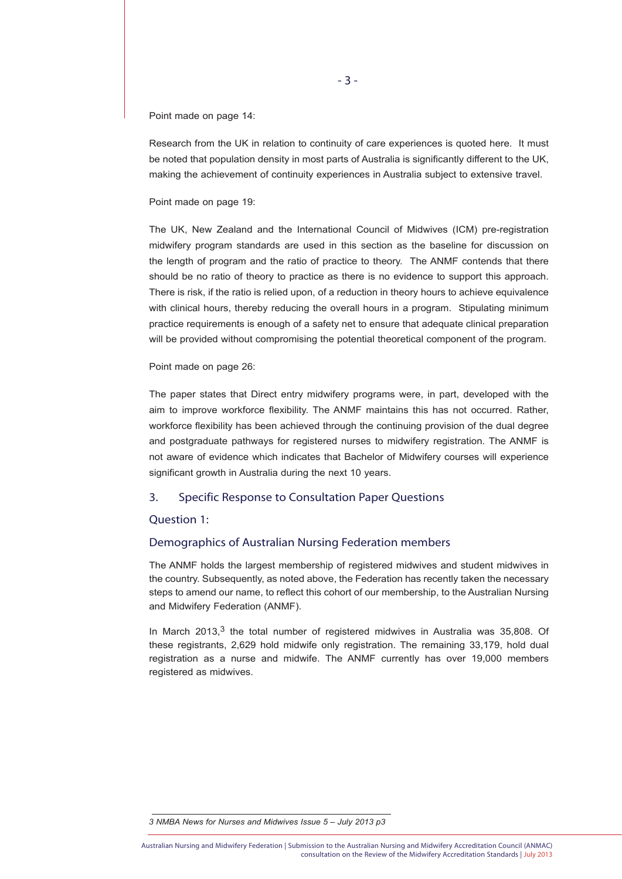Point made on page 14:

Research from the UK in relation to continuity of care experiences is quoted here. It must be noted that population density in most parts of Australia is significantly different to the UK, making the achievement of continuity experiences in Australia subject to extensive travel.

Point made on page 19:

The UK, New Zealand and the International Council of Midwives (ICM) pre-registration midwifery program standards are used in this section as the baseline for discussion on the length of program and the ratio of practice to theory. The ANMF contends that there should be no ratio of theory to practice as there is no evidence to support this approach. There is risk, if the ratio is relied upon, of a reduction in theory hours to achieve equivalence with clinical hours, thereby reducing the overall hours in a program. Stipulating minimum practice requirements is enough of a safety net to ensure that adequate clinical preparation will be provided without compromising the potential theoretical component of the program.

Point made on page 26:

The paper states that Direct entry midwifery programs were, in part, developed with the aim to improve workforce flexibility. The ANMF maintains this has not occurred. Rather, workforce flexibility has been achieved through the continuing provision of the dual degree and postgraduate pathways for registered nurses to midwifery registration. The ANMF is not aware of evidence which indicates that Bachelor of Midwifery courses will experience significant growth in Australia during the next 10 years.

## 3. Specific Response to Consultation Paper Questions

### Question 1:

### Demographics of Australian Nursing Federation members

The ANMF holds the largest membership of registered midwives and student midwives in the country. Subsequently, as noted above, the Federation has recently taken the necessary steps to amend our name, to reflect this cohort of our membership, to the Australian Nursing and Midwifery Federation (ANMF).

In March 2013,[3] the total number of registered midwives in Australia was 35,808. Of these registrants, 2,629 hold midwife only registration. The remaining 33,179, hold dual registration as a nurse and midwife. The ANMF currently has over 19,000 members registered as midwives.

*3 NMBA News for Nurses and Midwives Issue 5 – July 2013 p3*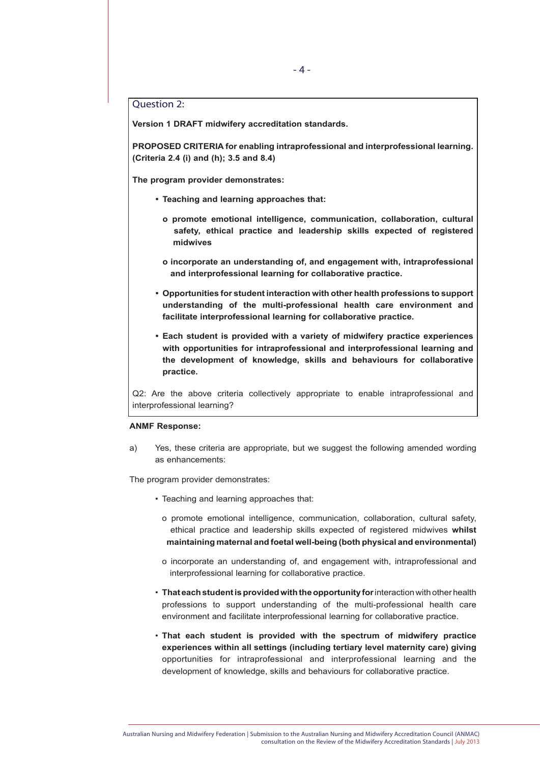## Question 2:

**Version 1 DRAFT midwifery accreditation standards.**

**PROPOSED CRITERIA for enabling intraprofessional and interprofessional learning. (Criteria 2.4 (i) and (h); 3.5 and 8.4)**

**The program provider demonstrates:**

- **Teaching and learning approaches that:**
  - **promote emotional intelligence, communication, collaboration, cultural safety, ethical practice and leadership skills expected of registered midwives**
  - **incorporate an understanding of, and engagement with, intraprofessional and interprofessional learning for collaborative practice.**
- **Opportunities for student interaction with other health professions to support understanding of the multi-professional health care environment and facilitate interprofessional learning for collaborative practice.**
- **Each student is provided with a variety of midwifery practice experiences with opportunities for intraprofessional and interprofessional learning and the development of knowledge, skills and behaviours for collaborative practice.**

Q2: Are the above criteria collectively appropriate to enable intraprofessional and interprofessional learning?

**ANMF Response:**

a) Yes, these criteria are appropriate, but we suggest the following amended wording as enhancements:

The program provider demonstrates:

- Teaching and learning approaches that:
  - promote emotional intelligence, communication, collaboration, cultural safety, ethical practice and leadership skills expected of registered midwives **whilst maintaining maternal and foetal well-being (both physical and environmental)**
  - incorporate an understanding of, and engagement with, intraprofessional and interprofessional learning for collaborative practice.
- **That each student is provided with the opportunity for** interaction with other health professions to support understanding of the multi-professional health care environment and facilitate interprofessional learning for collaborative practice.
- **That each student is provided with the spectrum of midwifery practice experiences within all settings (including tertiary level maternity care) giving** opportunities for intraprofessional and interprofessional learning and the development of knowledge, skills and behaviours for collaborative practice.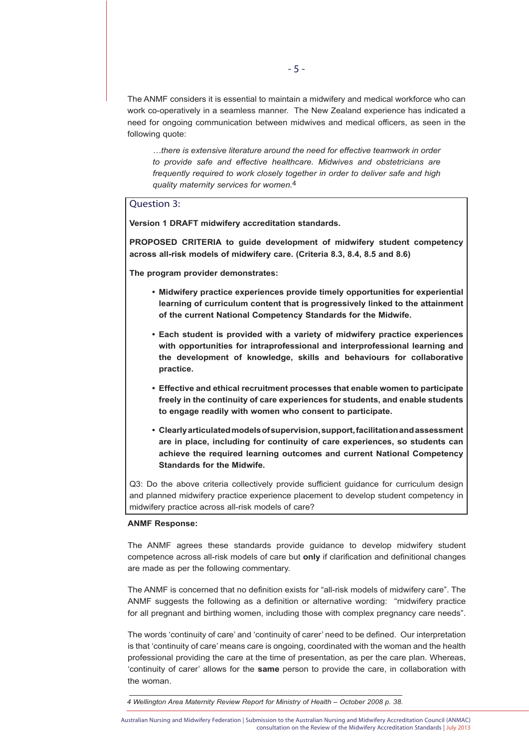The ANMF considers it is essential to maintain a midwifery and medical workforce who can work co-operatively in a seamless manner. The New Zealand experience has indicated a need for ongoing communication between midwives and medical officers, as seen in the following quote:

> *…there is extensive literature around the need for effective teamwork in order to provide safe and effective healthcare. Midwives and obstetricians are frequently required to work closely together in order to deliver safe and high quality maternity services for women.*[4]

### Question 3:

**Version 1 DRAFT midwifery accreditation standards.**

**PROPOSED CRITERIA to guide development of midwifery student competency across all-risk models of midwifery care. (Criteria 8.3, 8.4, 8.5 and 8.6)**

**The program provider demonstrates:**

- **Midwifery practice experiences provide timely opportunities for experiential learning of curriculum content that is progressively linked to the attainment of the current National Competency Standards for the Midwife.**
- **Each student is provided with a variety of midwifery practice experiences with opportunities for intraprofessional and interprofessional learning and the development of knowledge, skills and behaviours for collaborative practice.**
- **Effective and ethical recruitment processes that enable women to participate freely in the continuity of care experiences for students, and enable students to engage readily with women who consent to participate.**
- **Clearly articulated models of supervision, support, facilitation and assessment are in place, including for continuity of care experiences, so students can achieve the required learning outcomes and current National Competency Standards for the Midwife.**

Q3: Do the above criteria collectively provide sufficient guidance for curriculum design and planned midwifery practice experience placement to develop student competency in midwifery practice across all-risk models of care?

**ANMF Response:**

The ANMF agrees these standards provide guidance to develop midwifery student competence across all-risk models of care but **only** if clarification and definitional changes are made as per the following commentary.

The ANMF is concerned that no definition exists for "all-risk models of midwifery care". The ANMF suggests the following as a definition or alternative wording: "midwifery practice for all pregnant and birthing women, including those with complex pregnancy care needs".

The words 'continuity of care' and 'continuity of carer' need to be defined. Our interpretation is that 'continuity of care' means care is ongoing, coordinated with the woman and the health professional providing the care at the time of presentation, as per the care plan. Whereas, 'continuity of carer' allows for the **same** person to provide the care, in collaboration with the woman.

---

*4 Wellington Area Maternity Review Report for Ministry of Health – October 2008 p. 38.*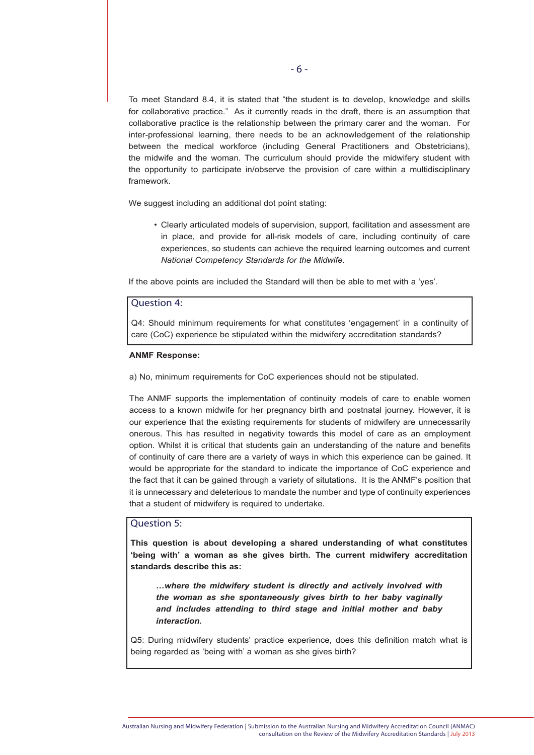To meet Standard 8.4, it is stated that "the student is to develop, knowledge and skills for collaborative practice." As it currently reads in the draft, there is an assumption that collaborative practice is the relationship between the primary carer and the woman. For inter-professional learning, there needs to be an acknowledgement of the relationship between the medical workforce (including General Practitioners and Obstetricians), the midwife and the woman. The curriculum should provide the midwifery student with the opportunity to participate in/observe the provision of care within a multidisciplinary framework.

We suggest including an additional dot point stating:

- Clearly articulated models of supervision, support, facilitation and assessment are in place, and provide for all-risk models of care, including continuity of care experiences, so students can achieve the required learning outcomes and current *National Competency Standards for the Midwife*.

If the above points are included the Standard will then be able to met with a 'yes'.

## Question 4:

Q4: Should minimum requirements for what constitutes 'engagement' in a continuity of care (CoC) experience be stipulated within the midwifery accreditation standards?

**ANMF Response:**

a) No, minimum requirements for CoC experiences should not be stipulated.

The ANMF supports the implementation of continuity models of care to enable women access to a known midwife for her pregnancy birth and postnatal journey. However, it is our experience that the existing requirements for students of midwifery are unnecessarily onerous. This has resulted in negativity towards this model of care as an employment option. Whilst it is critical that students gain an understanding of the nature and benefits of continuity of care there are a variety of ways in which this experience can be gained. It would be appropriate for the standard to indicate the importance of CoC experience and the fact that it can be gained through a variety of situtations. It is the ANMF's position that it is unnecessary and deleterious to mandate the number and type of continuity experiences that a student of midwifery is required to undertake.

## Question 5:

**This question is about developing a shared understanding of what constitutes 'being with' a woman as she gives birth. The current midwifery accreditation standards describe this as:**

> ***…where the midwifery student is directly and actively involved with the woman as she spontaneously gives birth to her baby vaginally and includes attending to third stage and initial mother and baby interaction.***

Q5: During midwifery students' practice experience, does this definition match what is being regarded as 'being with' a woman as she gives birth?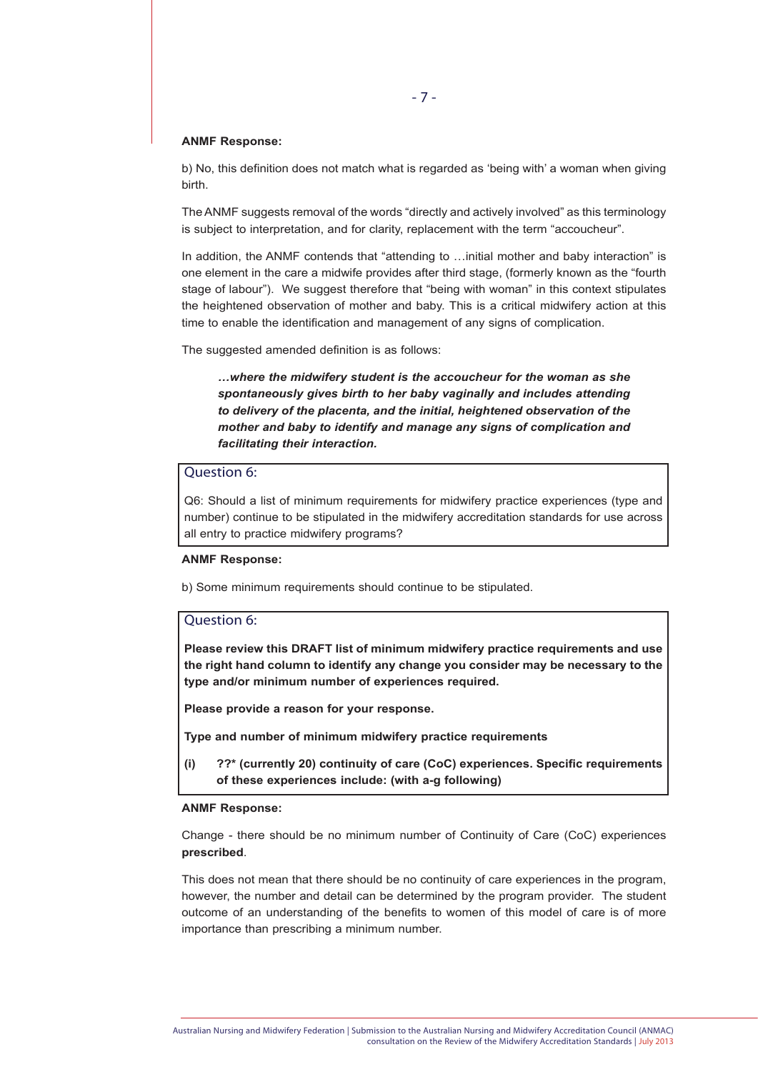**ANMF Response:**

b) No, this definition does not match what is regarded as 'being with' a woman when giving birth.

The ANMF suggests removal of the words "directly and actively involved" as this terminology is subject to interpretation, and for clarity, replacement with the term "accoucheur".

In addition, the ANMF contends that "attending to …initial mother and baby interaction" is one element in the care a midwife provides after third stage, (formerly known as the "fourth stage of labour"). We suggest therefore that "being with woman" in this context stipulates the heightened observation of mother and baby. This is a critical midwifery action at this time to enable the identification and management of any signs of complication.

The suggested amended definition is as follows:

> ***…where the midwifery student is the accoucheur for the woman as she spontaneously gives birth to her baby vaginally and includes attending to delivery of the placenta, and the initial, heightened observation of the mother and baby to identify and manage any signs of complication and facilitating their interaction.***

### Question 6:

Q6: Should a list of minimum requirements for midwifery practice experiences (type and number) continue to be stipulated in the midwifery accreditation standards for use across all entry to practice midwifery programs?

**ANMF Response:**

b) Some minimum requirements should continue to be stipulated.

### Question 6:

**Please review this DRAFT list of minimum midwifery practice requirements and use the right hand column to identify any change you consider may be necessary to the type and/or minimum number of experiences required.**

**Please provide a reason for your response.**

**Type and number of minimum midwifery practice requirements**

**(i) ??* (currently 20) continuity of care (CoC) experiences. Specific requirements of these experiences include: (with a-g following)**

**ANMF Response:**

Change - there should be no minimum number of Continuity of Care (CoC) experiences **prescribed**.

This does not mean that there should be no continuity of care experiences in the program, however, the number and detail can be determined by the program provider. The student outcome of an understanding of the benefits to women of this model of care is of more importance than prescribing a minimum number.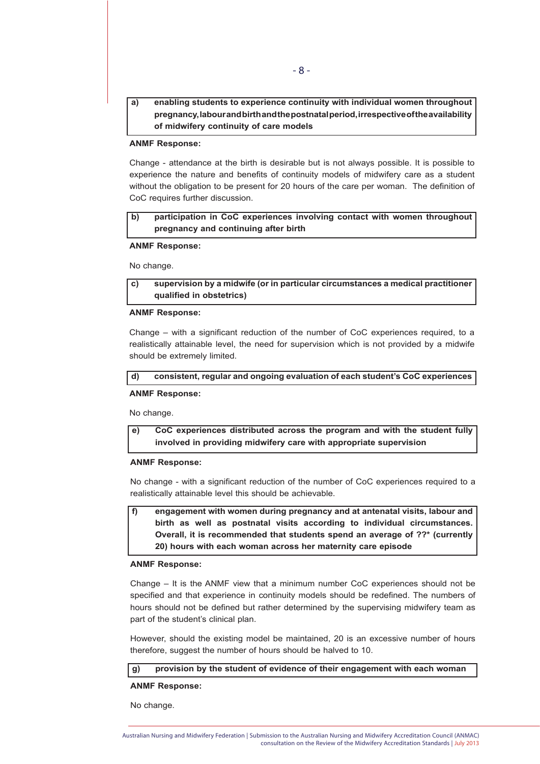**a) enabling students to experience continuity with individual women throughout pregnancy, labour and birth and the postnatal period, irrespective of the availability of midwifery continuity of care models**

**ANMF Response:**

Change - attendance at the birth is desirable but is not always possible. It is possible to experience the nature and benefits of continuity models of midwifery care as a student without the obligation to be present for 20 hours of the care per woman. The definition of CoC requires further discussion.

**b) participation in CoC experiences involving contact with women throughout pregnancy and continuing after birth**

**ANMF Response:**

No change.

**c) supervision by a midwife (or in particular circumstances a medical practitioner qualified in obstetrics)**

**ANMF Response:**

Change – with a significant reduction of the number of CoC experiences required, to a realistically attainable level, the need for supervision which is not provided by a midwife should be extremely limited.

**d) consistent, regular and ongoing evaluation of each student's CoC experiences**

**ANMF Response:**

No change.

**e) CoC experiences distributed across the program and with the student fully involved in providing midwifery care with appropriate supervision**

**ANMF Response:**

No change - with a significant reduction of the number of CoC experiences required to a realistically attainable level this should be achievable.

**f) engagement with women during pregnancy and at antenatal visits, labour and birth as well as postnatal visits according to individual circumstances. Overall, it is recommended that students spend an average of ??* (currently 20) hours with each woman across her maternity care episode**

**ANMF Response:**

Change – It is the ANMF view that a minimum number CoC experiences should not be specified and that experience in continuity models should be redefined. The numbers of hours should not be defined but rather determined by the supervising midwifery team as part of the student's clinical plan.

However, should the existing model be maintained, 20 is an excessive number of hours therefore, suggest the number of hours should be halved to 10.

**g) provision by the student of evidence of their engagement with each woman**

**ANMF Response:**

No change.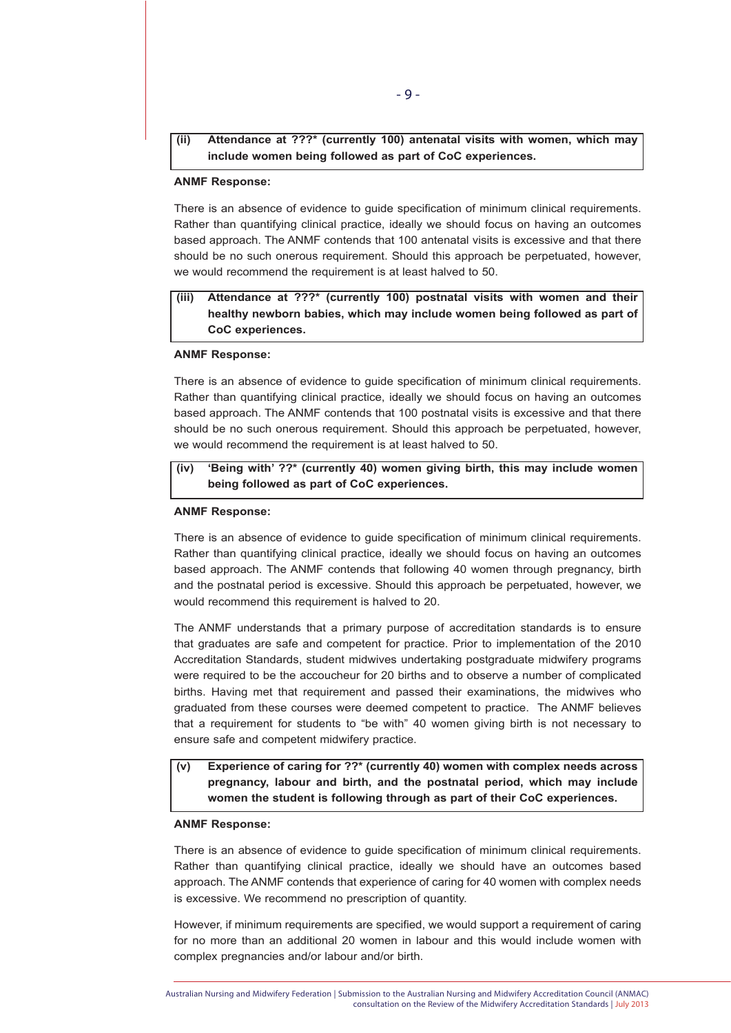**(ii) Attendance at ???* (currently 100) antenatal visits with women, which may include women being followed as part of CoC experiences.**

**ANMF Response:**

There is an absence of evidence to guide specification of minimum clinical requirements. Rather than quantifying clinical practice, ideally we should focus on having an outcomes based approach. The ANMF contends that 100 antenatal visits is excessive and that there should be no such onerous requirement. Should this approach be perpetuated, however, we would recommend the requirement is at least halved to 50.

**(iii) Attendance at ???* (currently 100) postnatal visits with women and their healthy newborn babies, which may include women being followed as part of CoC experiences.**

**ANMF Response:**

There is an absence of evidence to guide specification of minimum clinical requirements. Rather than quantifying clinical practice, ideally we should focus on having an outcomes based approach. The ANMF contends that 100 postnatal visits is excessive and that there should be no such onerous requirement. Should this approach be perpetuated, however, we would recommend the requirement is at least halved to 50.

**(iv) 'Being with' ??* (currently 40) women giving birth, this may include women being followed as part of CoC experiences.**

**ANMF Response:**

There is an absence of evidence to guide specification of minimum clinical requirements. Rather than quantifying clinical practice, ideally we should focus on having an outcomes based approach. The ANMF contends that following 40 women through pregnancy, birth and the postnatal period is excessive. Should this approach be perpetuated, however, we would recommend this requirement is halved to 20.

The ANMF understands that a primary purpose of accreditation standards is to ensure that graduates are safe and competent for practice. Prior to implementation of the 2010 Accreditation Standards, student midwives undertaking postgraduate midwifery programs were required to be the accoucheur for 20 births and to observe a number of complicated births. Having met that requirement and passed their examinations, the midwives who graduated from these courses were deemed competent to practice. The ANMF believes that a requirement for students to "be with" 40 women giving birth is not necessary to ensure safe and competent midwifery practice.

**(v) Experience of caring for ??* (currently 40) women with complex needs across pregnancy, labour and birth, and the postnatal period, which may include women the student is following through as part of their CoC experiences.**

**ANMF Response:**

There is an absence of evidence to guide specification of minimum clinical requirements. Rather than quantifying clinical practice, ideally we should have an outcomes based approach. The ANMF contends that experience of caring for 40 women with complex needs is excessive. We recommend no prescription of quantity.

However, if minimum requirements are specified, we would support a requirement of caring for no more than an additional 20 women in labour and this would include women with complex pregnancies and/or labour and/or birth.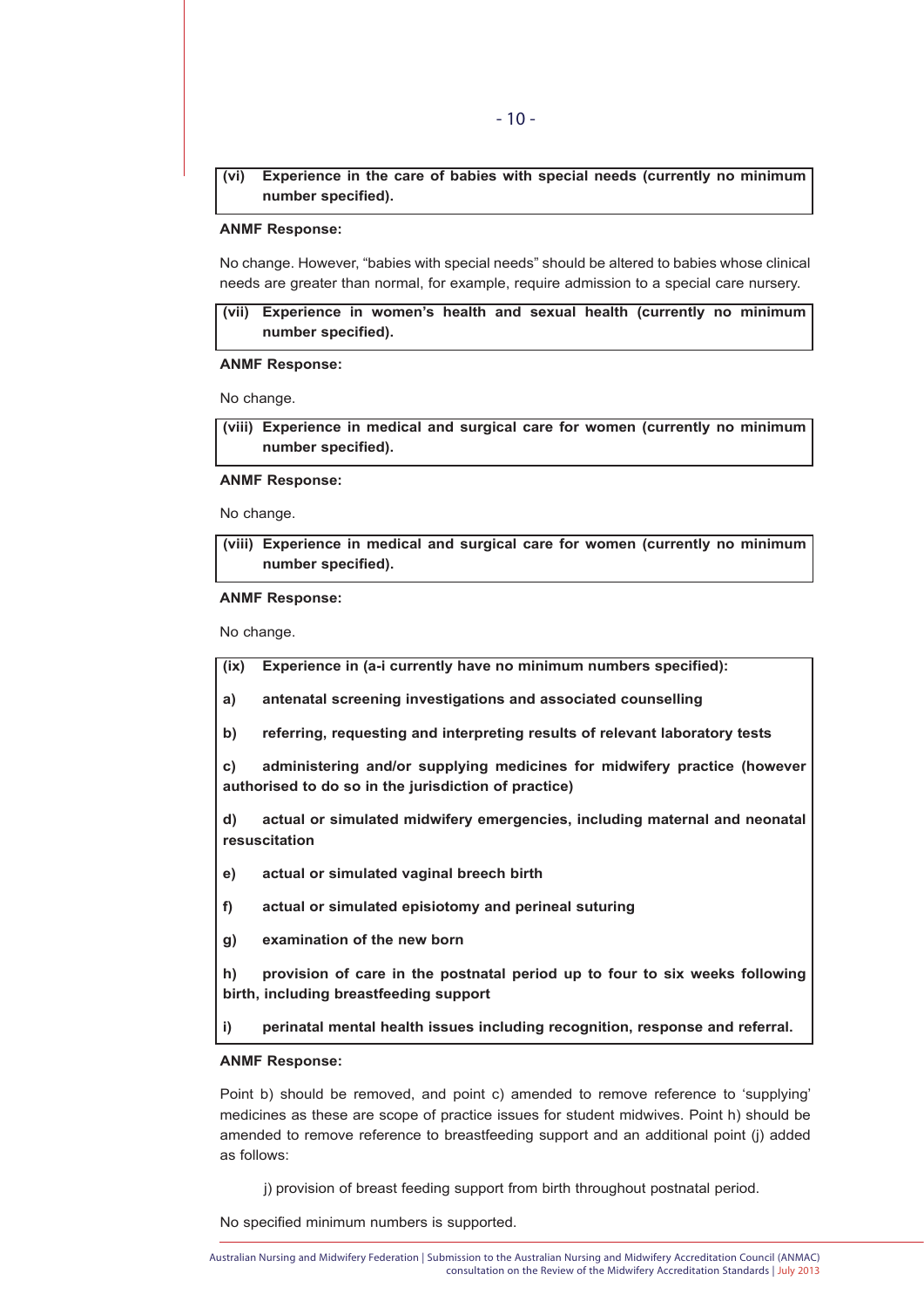**(vi) Experience in the care of babies with special needs (currently no minimum number specified).**

**ANMF Response:**

No change. However, "babies with special needs" should be altered to babies whose clinical needs are greater than normal, for example, require admission to a special care nursery.

**(vii) Experience in women's health and sexual health (currently no minimum number specified).**

**ANMF Response:**

No change.

**(viii) Experience in medical and surgical care for women (currently no minimum number specified).**

**ANMF Response:**

No change.

**(viii) Experience in medical and surgical care for women (currently no minimum number specified).**

**ANMF Response:**

No change.

**(ix) Experience in (a-i currently have no minimum numbers specified):**

**a) antenatal screening investigations and associated counselling**

**b) referring, requesting and interpreting results of relevant laboratory tests**

**c) administering and/or supplying medicines for midwifery practice (however authorised to do so in the jurisdiction of practice)**

**d) actual or simulated midwifery emergencies, including maternal and neonatal resuscitation**

**e) actual or simulated vaginal breech birth**

**f) actual or simulated episiotomy and perineal suturing**

**g) examination of the new born**

**h) provision of care in the postnatal period up to four to six weeks following birth, including breastfeeding support**

**i) perinatal mental health issues including recognition, response and referral.**

**ANMF Response:**

Point b) should be removed, and point c) amended to remove reference to 'supplying' medicines as these are scope of practice issues for student midwives. Point h) should be amended to remove reference to breastfeeding support and an additional point (j) added as follows:

j) provision of breast feeding support from birth throughout postnatal period.

No specified minimum numbers is supported.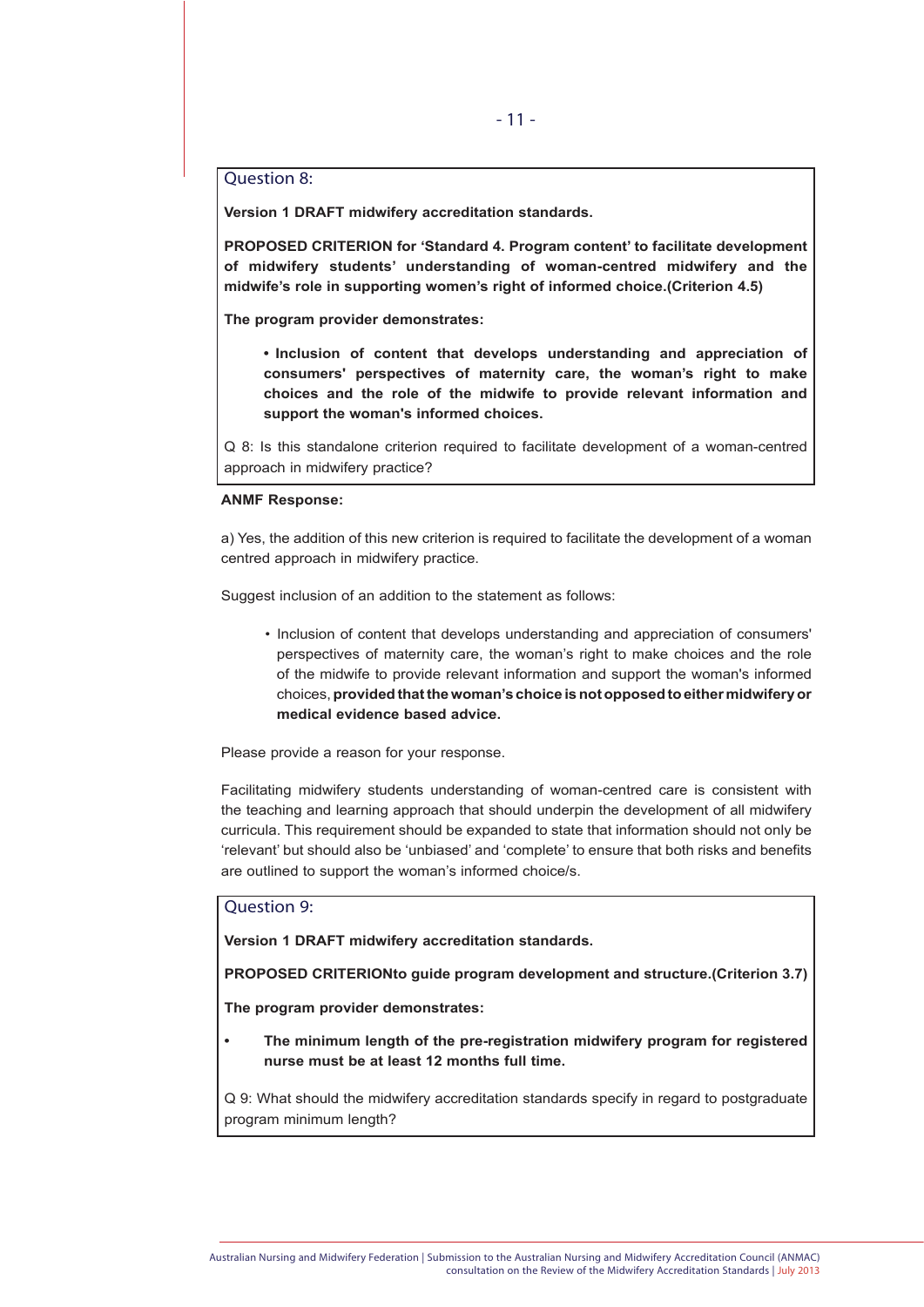### Question 8:

**Version 1 DRAFT midwifery accreditation standards.**

**PROPOSED CRITERION for 'Standard 4. Program content' to facilitate development of midwifery students' understanding of woman-centred midwifery and the midwife's role in supporting women's right of informed choice.(Criterion 4.5)**

**The program provider demonstrates:**

- **Inclusion of content that develops understanding and appreciation of consumers' perspectives of maternity care, the woman's right to make choices and the role of the midwife to provide relevant information and support the woman's informed choices.**

Q 8: Is this standalone criterion required to facilitate development of a woman-centred approach in midwifery practice?

**ANMF Response:**

a) Yes, the addition of this new criterion is required to facilitate the development of a woman centred approach in midwifery practice.

Suggest inclusion of an addition to the statement as follows:

- Inclusion of content that develops understanding and appreciation of consumers' perspectives of maternity care, the woman's right to make choices and the role of the midwife to provide relevant information and support the woman's informed choices, **provided that the woman's choice is not opposed to either midwifery or medical evidence based advice.**

Please provide a reason for your response.

Facilitating midwifery students understanding of woman-centred care is consistent with the teaching and learning approach that should underpin the development of all midwifery curricula. This requirement should be expanded to state that information should not only be 'relevant' but should also be 'unbiased' and 'complete' to ensure that both risks and benefits are outlined to support the woman's informed choice/s.

### Question 9:

**Version 1 DRAFT midwifery accreditation standards.**

**PROPOSED CRITERIONto guide program development and structure.(Criterion 3.7)**

**The program provider demonstrates:**

- **The minimum length of the pre-registration midwifery program for registered nurse must be at least 12 months full time.**

Q 9: What should the midwifery accreditation standards specify in regard to postgraduate program minimum length?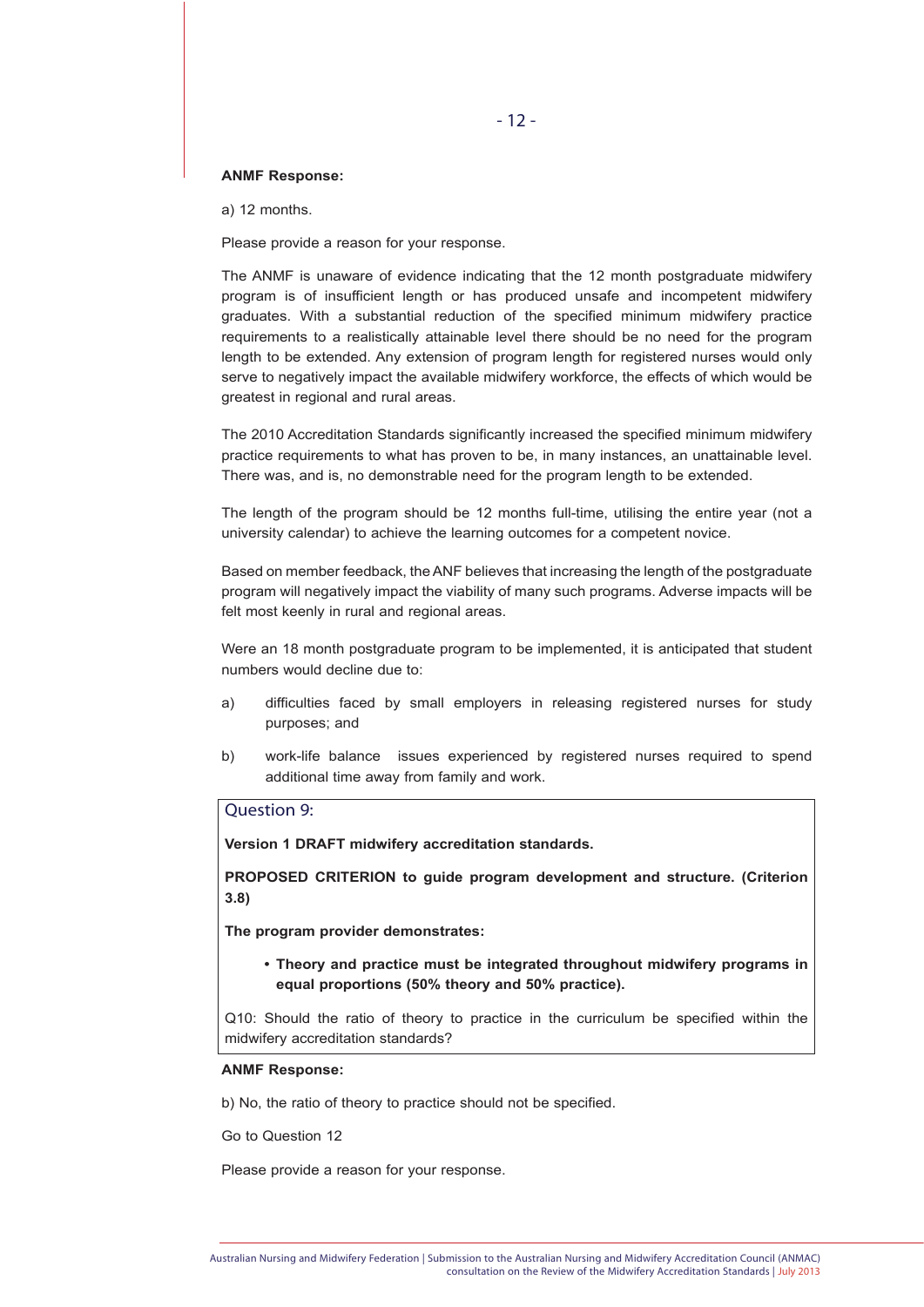**ANMF Response:**

a) 12 months.

Please provide a reason for your response.

The ANMF is unaware of evidence indicating that the 12 month postgraduate midwifery program is of insufficient length or has produced unsafe and incompetent midwifery graduates. With a substantial reduction of the specified minimum midwifery practice requirements to a realistically attainable level there should be no need for the program length to be extended. Any extension of program length for registered nurses would only serve to negatively impact the available midwifery workforce, the effects of which would be greatest in regional and rural areas.

The 2010 Accreditation Standards significantly increased the specified minimum midwifery practice requirements to what has proven to be, in many instances, an unattainable level. There was, and is, no demonstrable need for the program length to be extended.

The length of the program should be 12 months full-time, utilising the entire year (not a university calendar) to achieve the learning outcomes for a competent novice.

Based on member feedback, the ANF believes that increasing the length of the postgraduate program will negatively impact the viability of many such programs. Adverse impacts will be felt most keenly in rural and regional areas.

Were an 18 month postgraduate program to be implemented, it is anticipated that student numbers would decline due to:

a) difficulties faced by small employers in releasing registered nurses for study purposes; and

b) work-life balance issues experienced by registered nurses required to spend additional time away from family and work.

## Question 9:

**Version 1 DRAFT midwifery accreditation standards.**

**PROPOSED CRITERION to guide program development and structure. (Criterion 3.8)**

**The program provider demonstrates:**

- **Theory and practice must be integrated throughout midwifery programs in equal proportions (50% theory and 50% practice).**

Q10: Should the ratio of theory to practice in the curriculum be specified within the midwifery accreditation standards?

**ANMF Response:**

b) No, the ratio of theory to practice should not be specified.

Go to Question 12

Please provide a reason for your response.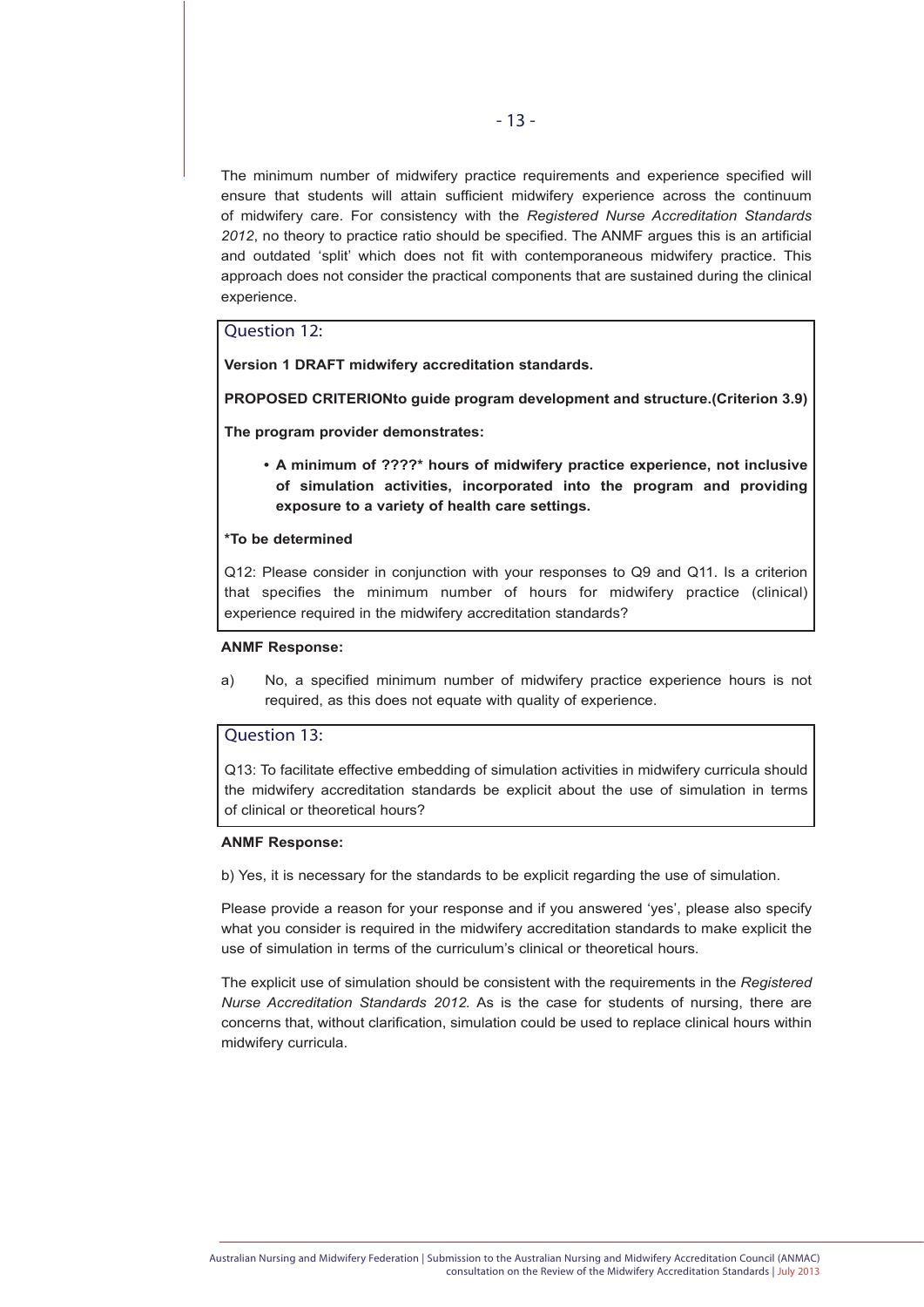The minimum number of midwifery practice requirements and experience specified will ensure that students will attain sufficient midwifery experience across the continuum of midwifery care. For consistency with the *Registered Nurse Accreditation Standards 2012*, no theory to practice ratio should be specified. The ANMF argues this is an artificial and outdated 'split' which does not fit with contemporaneous midwifery practice. This approach does not consider the practical components that are sustained during the clinical experience.

### Question 12:

**Version 1 DRAFT midwifery accreditation standards.**

**PROPOSED CRITERIONto guide program development and structure.(Criterion 3.9)**

**The program provider demonstrates:**

- **A minimum of ????* hours of midwifery practice experience, not inclusive of simulation activities, incorporated into the program and providing exposure to a variety of health care settings.**

***To be determined**

Q12: Please consider in conjunction with your responses to Q9 and Q11. Is a criterion that specifies the minimum number of hours for midwifery practice (clinical) experience required in the midwifery accreditation standards?

**ANMF Response:**

a) No, a specified minimum number of midwifery practice experience hours is not required, as this does not equate with quality of experience.

### Question 13:

Q13: To facilitate effective embedding of simulation activities in midwifery curricula should the midwifery accreditation standards be explicit about the use of simulation in terms of clinical or theoretical hours?

**ANMF Response:**

b) Yes, it is necessary for the standards to be explicit regarding the use of simulation.

Please provide a reason for your response and if you answered 'yes', please also specify what you consider is required in the midwifery accreditation standards to make explicit the use of simulation in terms of the curriculum's clinical or theoretical hours.

The explicit use of simulation should be consistent with the requirements in the *Registered Nurse Accreditation Standards 2012*. As is the case for students of nursing, there are concerns that, without clarification, simulation could be used to replace clinical hours within midwifery curricula.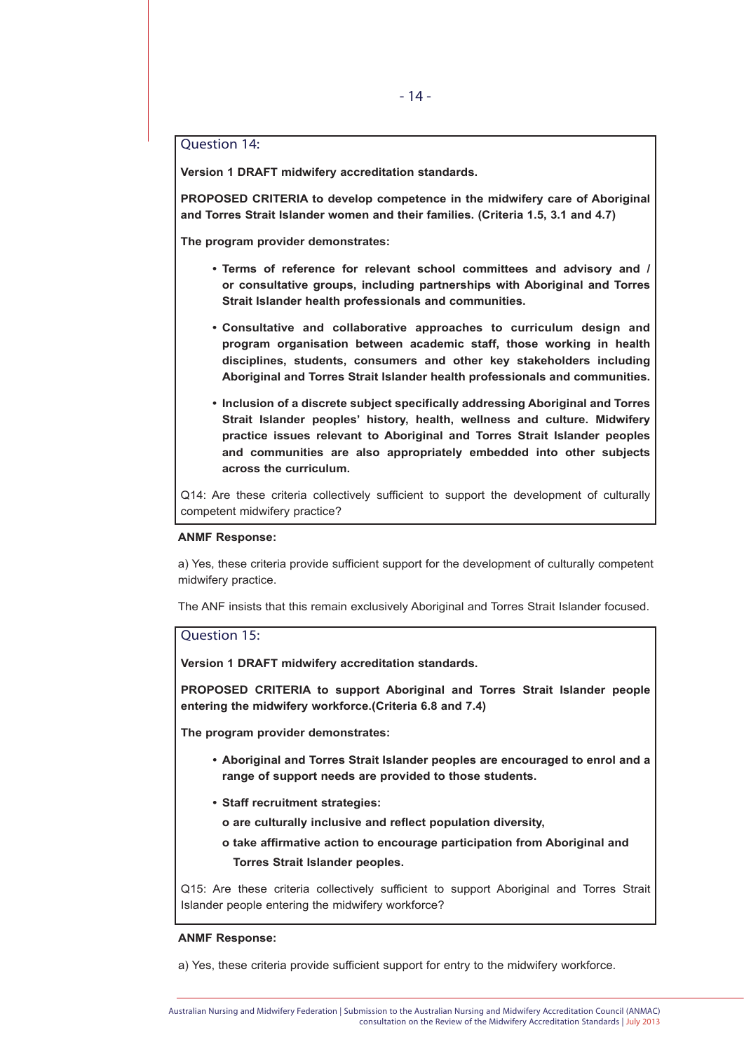### Question 14:

**Version 1 DRAFT midwifery accreditation standards.**

**PROPOSED CRITERIA to develop competence in the midwifery care of Aboriginal and Torres Strait Islander women and their families. (Criteria 1.5, 3.1 and 4.7)**

**The program provider demonstrates:**

- **Terms of reference for relevant school committees and advisory and / or consultative groups, including partnerships with Aboriginal and Torres Strait Islander health professionals and communities.**
- **Consultative and collaborative approaches to curriculum design and program organisation between academic staff, those working in health disciplines, students, consumers and other key stakeholders including Aboriginal and Torres Strait Islander health professionals and communities.**
- **Inclusion of a discrete subject specifically addressing Aboriginal and Torres Strait Islander peoples' history, health, wellness and culture. Midwifery practice issues relevant to Aboriginal and Torres Strait Islander peoples and communities are also appropriately embedded into other subjects across the curriculum.**

Q14: Are these criteria collectively sufficient to support the development of culturally competent midwifery practice?

**ANMF Response:**

a) Yes, these criteria provide sufficient support for the development of culturally competent midwifery practice.

The ANF insists that this remain exclusively Aboriginal and Torres Strait Islander focused.

### Question 15:

**Version 1 DRAFT midwifery accreditation standards.**

**PROPOSED CRITERIA to support Aboriginal and Torres Strait Islander people entering the midwifery workforce.(Criteria 6.8 and 7.4)**

**The program provider demonstrates:**

- **Aboriginal and Torres Strait Islander peoples are encouraged to enrol and a range of support needs are provided to those students.**
- **Staff recruitment strategies:**
  - **are culturally inclusive and reflect population diversity,**
  - **take affirmative action to encourage participation from Aboriginal and Torres Strait Islander peoples.**

Q15: Are these criteria collectively sufficient to support Aboriginal and Torres Strait Islander people entering the midwifery workforce?

**ANMF Response:**

a) Yes, these criteria provide sufficient support for entry to the midwifery workforce.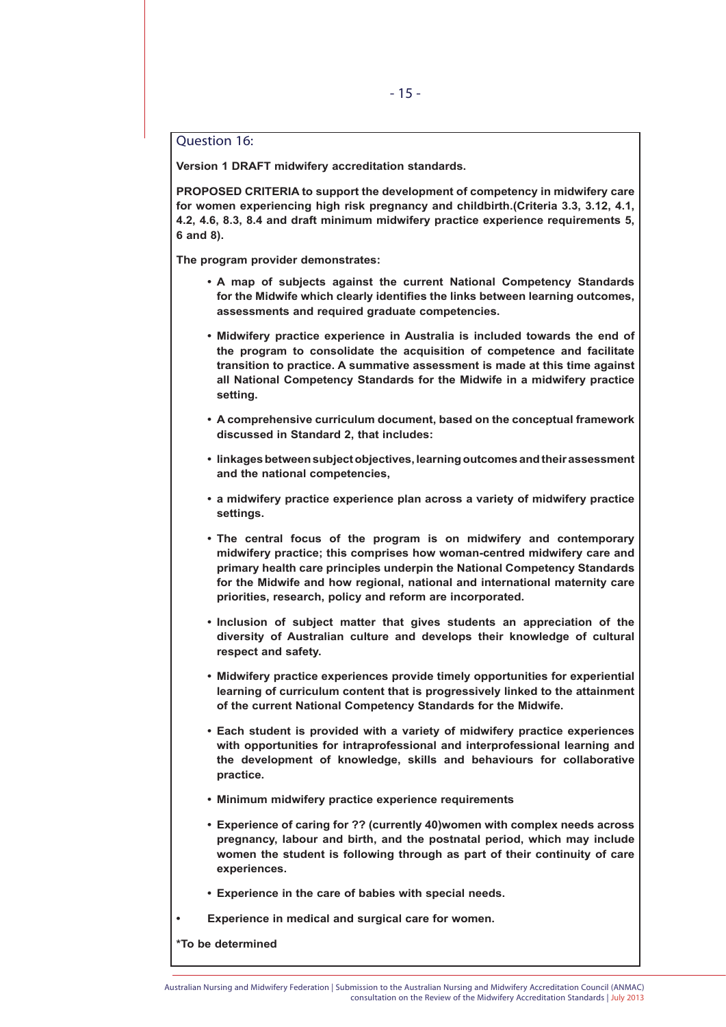## Question 16:

**Version 1 DRAFT midwifery accreditation standards.**

**PROPOSED CRITERIA to support the development of competency in midwifery care for women experiencing high risk pregnancy and childbirth.(Criteria 3.3, 3.12, 4.1, 4.2, 4.6, 8.3, 8.4 and draft minimum midwifery practice experience requirements 5, 6 and 8).**

**The program provider demonstrates:**

- **A map of subjects against the current National Competency Standards for the Midwife which clearly identifies the links between learning outcomes, assessments and required graduate competencies.**
- **Midwifery practice experience in Australia is included towards the end of the program to consolidate the acquisition of competence and facilitate transition to practice. A summative assessment is made at this time against all National Competency Standards for the Midwife in a midwifery practice setting.**
- **A comprehensive curriculum document, based on the conceptual framework discussed in Standard 2, that includes:**
- **linkages between subject objectives, learning outcomes and their assessment and the national competencies,**
- **a midwifery practice experience plan across a variety of midwifery practice settings.**
- **The central focus of the program is on midwifery and contemporary midwifery practice; this comprises how woman-centred midwifery care and primary health care principles underpin the National Competency Standards for the Midwife and how regional, national and international maternity care priorities, research, policy and reform are incorporated.**
- **Inclusion of subject matter that gives students an appreciation of the diversity of Australian culture and develops their knowledge of cultural respect and safety.**
- **Midwifery practice experiences provide timely opportunities for experiential learning of curriculum content that is progressively linked to the attainment of the current National Competency Standards for the Midwife.**
- **Each student is provided with a variety of midwifery practice experiences with opportunities for intraprofessional and interprofessional learning and the development of knowledge, skills and behaviours for collaborative practice.**
- **Minimum midwifery practice experience requirements**
- **Experience of caring for ?? (currently 40)women with complex needs across pregnancy, labour and birth, and the postnatal period, which may include women the student is following through as part of their continuity of care experiences.**
- **Experience in the care of babies with special needs.**
- **Experience in medical and surgical care for women.**

**\*To be determined**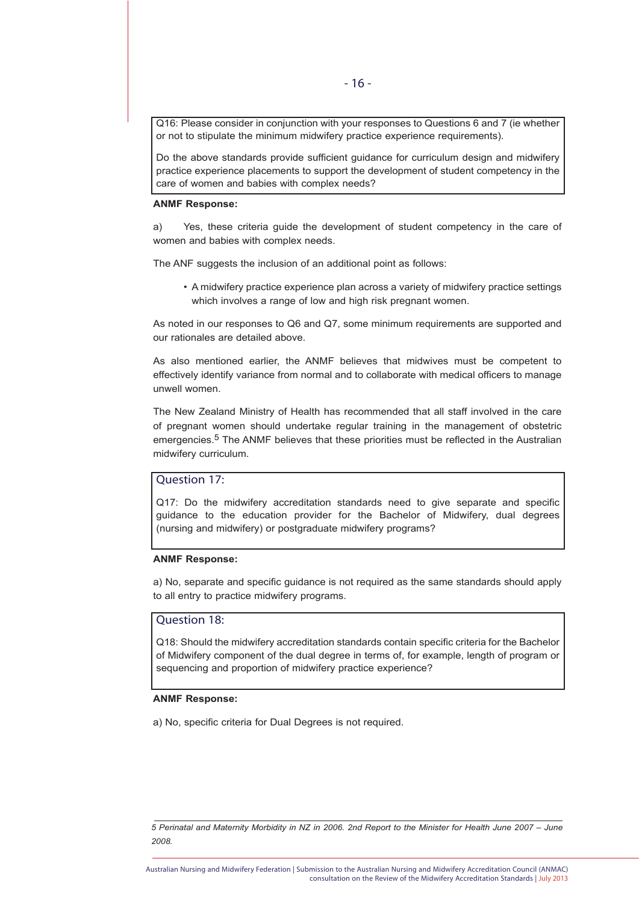Q16: Please consider in conjunction with your responses to Questions 6 and 7 (ie whether or not to stipulate the minimum midwifery practice experience requirements).

Do the above standards provide sufficient guidance for curriculum design and midwifery practice experience placements to support the development of student competency in the care of women and babies with complex needs?

**ANMF Response:**

a) Yes, these criteria guide the development of student competency in the care of women and babies with complex needs.

The ANF suggests the inclusion of an additional point as follows:

- A midwifery practice experience plan across a variety of midwifery practice settings which involves a range of low and high risk pregnant women.

As noted in our responses to Q6 and Q7, some minimum requirements are supported and our rationales are detailed above.

As also mentioned earlier, the ANMF believes that midwives must be competent to effectively identify variance from normal and to collaborate with medical officers to manage unwell women.

The New Zealand Ministry of Health has recommended that all staff involved in the care of pregnant women should undertake regular training in the management of obstetric emergencies.[5] The ANMF believes that these priorities must be reflected in the Australian midwifery curriculum.

## Question 17:

Q17: Do the midwifery accreditation standards need to give separate and specific guidance to the education provider for the Bachelor of Midwifery, dual degrees (nursing and midwifery) or postgraduate midwifery programs?

**ANMF Response:**

a) No, separate and specific guidance is not required as the same standards should apply to all entry to practice midwifery programs.

## Question 18:

Q18: Should the midwifery accreditation standards contain specific criteria for the Bachelor of Midwifery component of the dual degree in terms of, for example, length of program or sequencing and proportion of midwifery practice experience?

**ANMF Response:**

a) No, specific criteria for Dual Degrees is not required.

*5 Perinatal and Maternity Morbidity in NZ in 2006. 2nd Report to the Minister for Health June 2007 – June 2008.*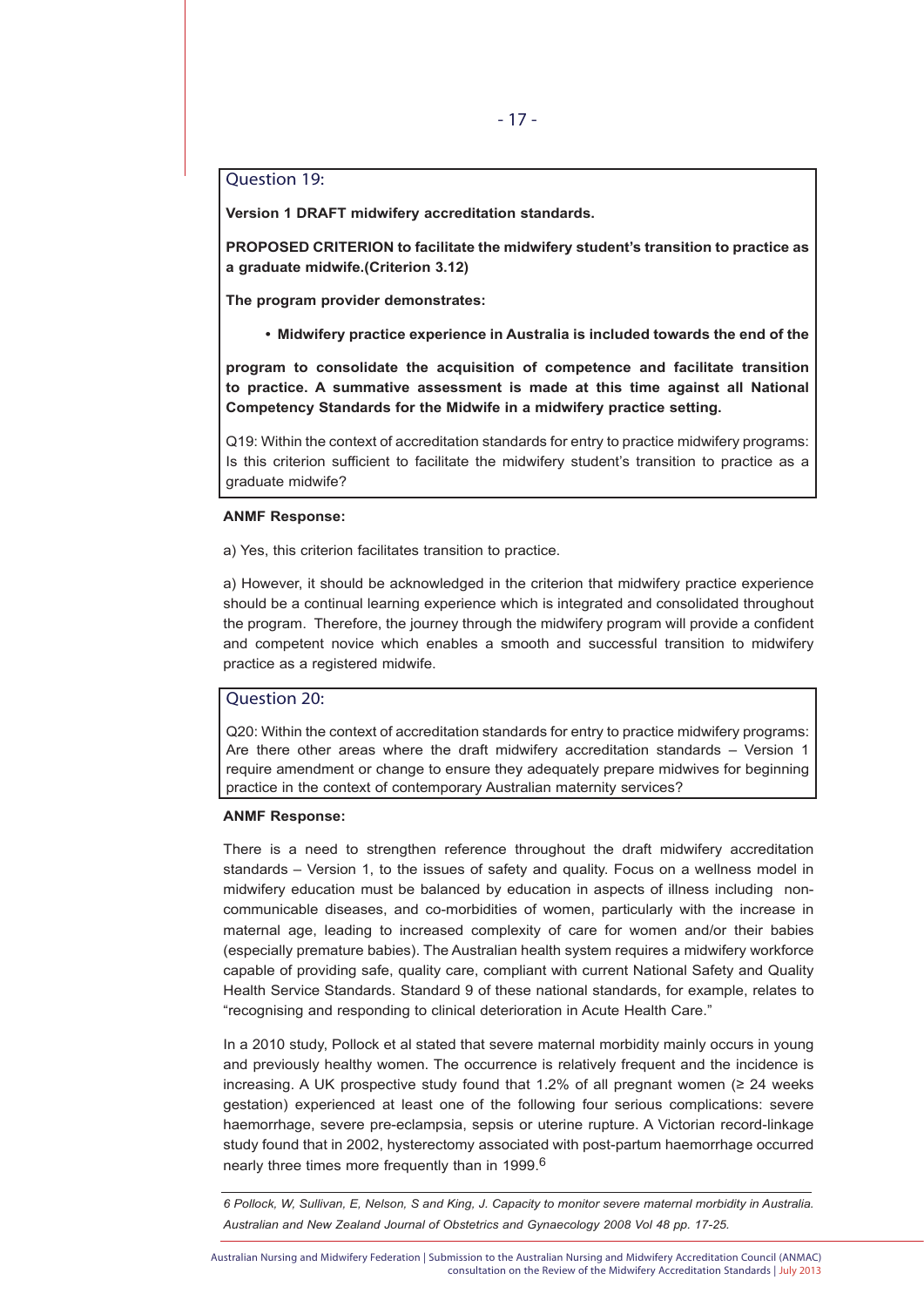### Question 19:

**Version 1 DRAFT midwifery accreditation standards.**

**PROPOSED CRITERION to facilitate the midwifery student's transition to practice as a graduate midwife.(Criterion 3.12)**

**The program provider demonstrates:**

- **Midwifery practice experience in Australia is included towards the end of the program to consolidate the acquisition of competence and facilitate transition to practice. A summative assessment is made at this time against all National Competency Standards for the Midwife in a midwifery practice setting.**

Q19: Within the context of accreditation standards for entry to practice midwifery programs: Is this criterion sufficient to facilitate the midwifery student's transition to practice as a graduate midwife?

**ANMF Response:**

a) Yes, this criterion facilitates transition to practice.

a) However, it should be acknowledged in the criterion that midwifery practice experience should be a continual learning experience which is integrated and consolidated throughout the program. Therefore, the journey through the midwifery program will provide a confident and competent novice which enables a smooth and successful transition to midwifery practice as a registered midwife.

### Question 20:

Q20: Within the context of accreditation standards for entry to practice midwifery programs: Are there other areas where the draft midwifery accreditation standards – Version 1 require amendment or change to ensure they adequately prepare midwives for beginning practice in the context of contemporary Australian maternity services?

**ANMF Response:**

There is a need to strengthen reference throughout the draft midwifery accreditation standards – Version 1, to the issues of safety and quality. Focus on a wellness model in midwifery education must be balanced by education in aspects of illness including non-communicable diseases, and co-morbidities of women, particularly with the increase in maternal age, leading to increased complexity of care for women and/or their babies (especially premature babies). The Australian health system requires a midwifery workforce capable of providing safe, quality care, compliant with current National Safety and Quality Health Service Standards. Standard 9 of these national standards, for example, relates to "recognising and responding to clinical deterioration in Acute Health Care."

In a 2010 study, Pollock et al stated that severe maternal morbidity mainly occurs in young and previously healthy women. The occurrence is relatively frequent and the incidence is increasing. A UK prospective study found that 1.2% of all pregnant women (≥ 24 weeks gestation) experienced at least one of the following four serious complications: severe haemorrhage, severe pre-eclampsia, sepsis or uterine rupture. A Victorian record-linkage study found that in 2002, hysterectomy associated with post-partum haemorrhage occurred nearly three times more frequently than in 1999.[6]

---

*6 Pollock, W, Sullivan, E, Nelson, S and King, J. Capacity to monitor severe maternal morbidity in Australia. Australian and New Zealand Journal of Obstetrics and Gynaecology 2008 Vol 48 pp. 17-25.*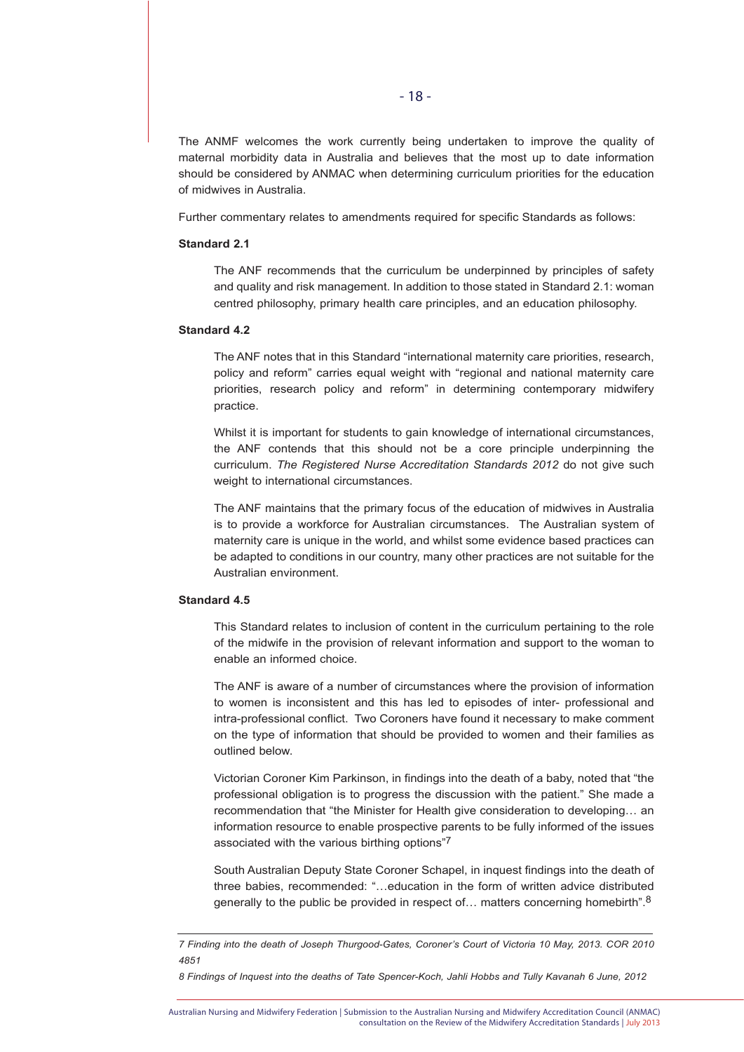The ANMF welcomes the work currently being undertaken to improve the quality of maternal morbidity data in Australia and believes that the most up to date information should be considered by ANMAC when determining curriculum priorities for the education of midwives in Australia.

Further commentary relates to amendments required for specific Standards as follows:

**Standard 2.1**

The ANF recommends that the curriculum be underpinned by principles of safety and quality and risk management. In addition to those stated in Standard 2.1: woman centred philosophy, primary health care principles, and an education philosophy.

**Standard 4.2**

The ANF notes that in this Standard "international maternity care priorities, research, policy and reform" carries equal weight with "regional and national maternity care priorities, research policy and reform" in determining contemporary midwifery practice.

Whilst it is important for students to gain knowledge of international circumstances, the ANF contends that this should not be a core principle underpinning the curriculum. *The Registered Nurse Accreditation Standards 2012* do not give such weight to international circumstances.

The ANF maintains that the primary focus of the education of midwives in Australia is to provide a workforce for Australian circumstances. The Australian system of maternity care is unique in the world, and whilst some evidence based practices can be adapted to conditions in our country, many other practices are not suitable for the Australian environment.

**Standard 4.5**

This Standard relates to inclusion of content in the curriculum pertaining to the role of the midwife in the provision of relevant information and support to the woman to enable an informed choice.

The ANF is aware of a number of circumstances where the provision of information to women is inconsistent and this has led to episodes of inter- professional and intra-professional conflict. Two Coroners have found it necessary to make comment on the type of information that should be provided to women and their families as outlined below.

Victorian Coroner Kim Parkinson, in findings into the death of a baby, noted that "the professional obligation is to progress the discussion with the patient." She made a recommendation that "the Minister for Health give consideration to developing… an information resource to enable prospective parents to be fully informed of the issues associated with the various birthing options"[7]

South Australian Deputy State Coroner Schapel, in inquest findings into the death of three babies, recommended: "…education in the form of written advice distributed generally to the public be provided in respect of… matters concerning homebirth".[8]

---

*7 Finding into the death of Joseph Thurgood-Gates, Coroner's Court of Victoria 10 May, 2013. COR 2010 4851*

*8 Findings of Inquest into the deaths of Tate Spencer-Koch, Jahli Hobbs and Tully Kavanah 6 June, 2012*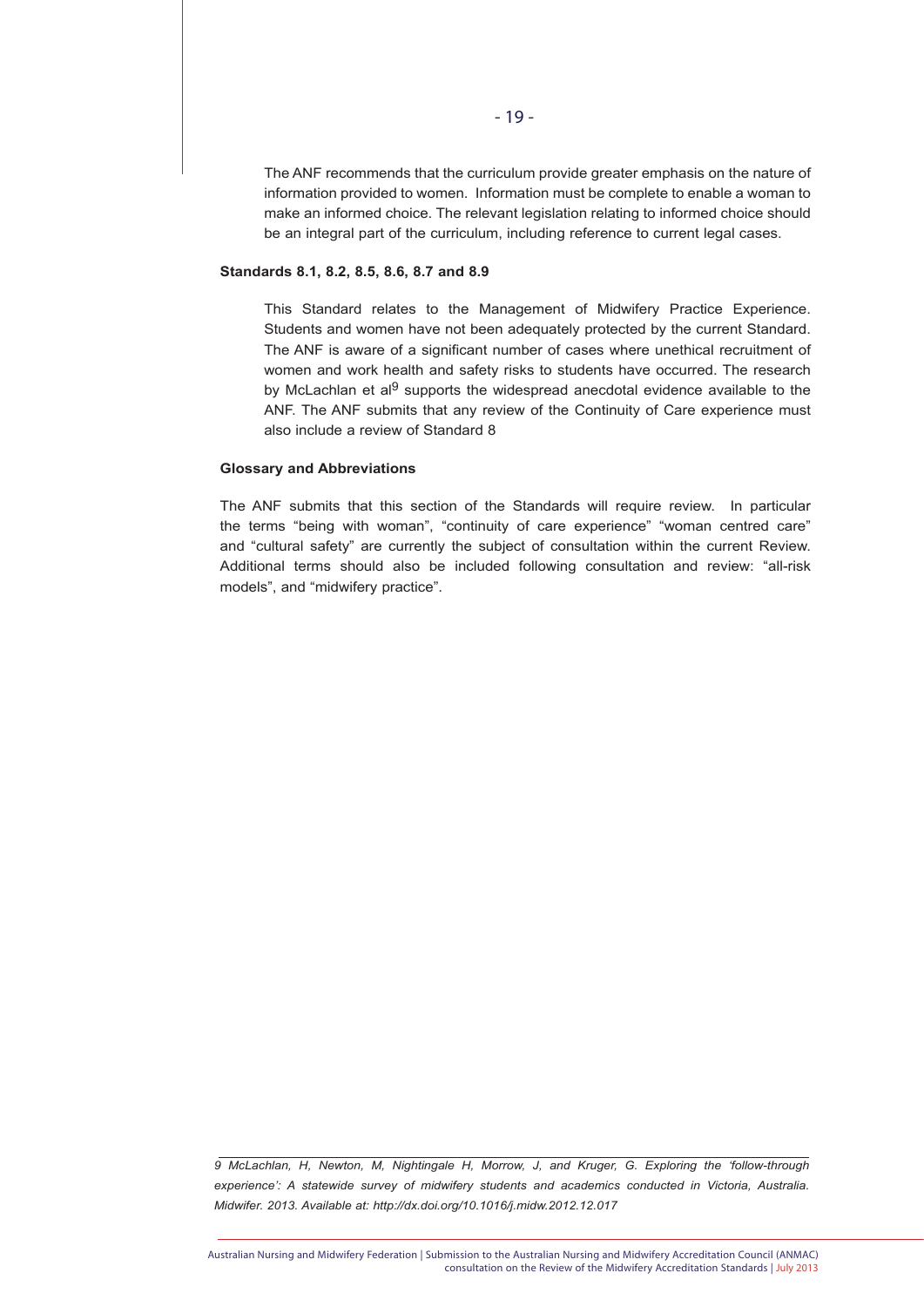The ANF recommends that the curriculum provide greater emphasis on the nature of information provided to women. Information must be complete to enable a woman to make an informed choice. The relevant legislation relating to informed choice should be an integral part of the curriculum, including reference to current legal cases.

**Standards 8.1, 8.2, 8.5, 8.6, 8.7 and 8.9**

This Standard relates to the Management of Midwifery Practice Experience. Students and women have not been adequately protected by the current Standard. The ANF is aware of a significant number of cases where unethical recruitment of women and work health and safety risks to students have occurred. The research by McLachlan et al[9] supports the widespread anecdotal evidence available to the ANF. The ANF submits that any review of the Continuity of Care experience must also include a review of Standard 8

**Glossary and Abbreviations**

The ANF submits that this section of the Standards will require review. In particular the terms "being with woman", "continuity of care experience" "woman centred care" and "cultural safety" are currently the subject of consultation within the current Review. Additional terms should also be included following consultation and review: "all-risk models", and "midwifery practice".

---

*9 McLachlan, H, Newton, M, Nightingale H, Morrow, J, and Kruger, G. Exploring the 'follow-through experience': A statewide survey of midwifery students and academics conducted in Victoria, Australia. Midwifer. 2013. Available at: http://dx.doi.org/10.1016/j.midw.2012.12.017*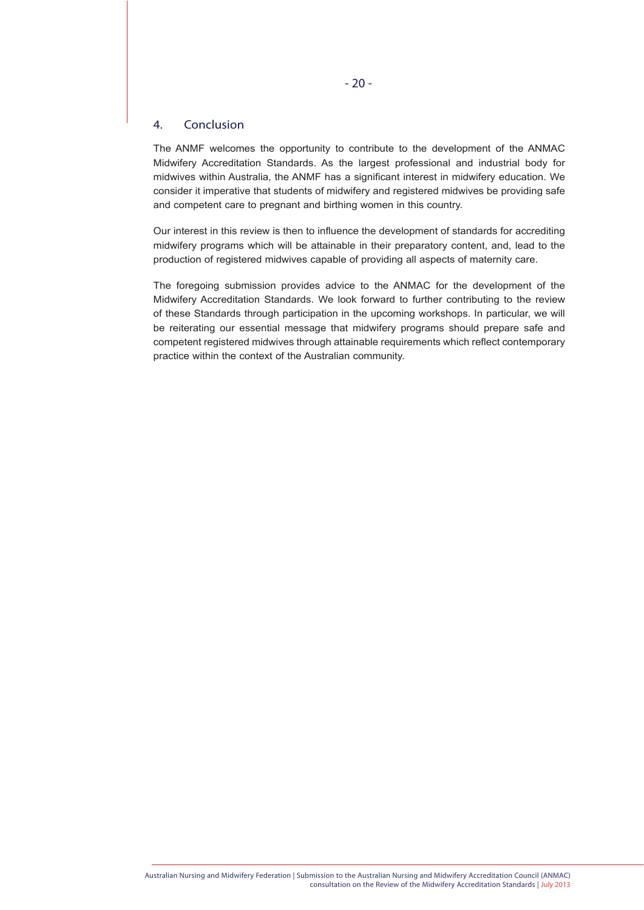## 4. Conclusion

The ANMF welcomes the opportunity to contribute to the development of the ANMAC Midwifery Accreditation Standards. As the largest professional and industrial body for midwives within Australia, the ANMF has a significant interest in midwifery education. We consider it imperative that students of midwifery and registered midwives be providing safe and competent care to pregnant and birthing women in this country.

Our interest in this review is then to influence the development of standards for accrediting midwifery programs which will be attainable in their preparatory content, and, lead to the production of registered midwives capable of providing all aspects of maternity care.

The foregoing submission provides advice to the ANMAC for the development of the Midwifery Accreditation Standards. We look forward to further contributing to the review of these Standards through participation in the upcoming workshops. In particular, we will be reiterating our essential message that midwifery programs should prepare safe and competent registered midwives through attainable requirements which reflect contemporary practice within the context of the Australian community.